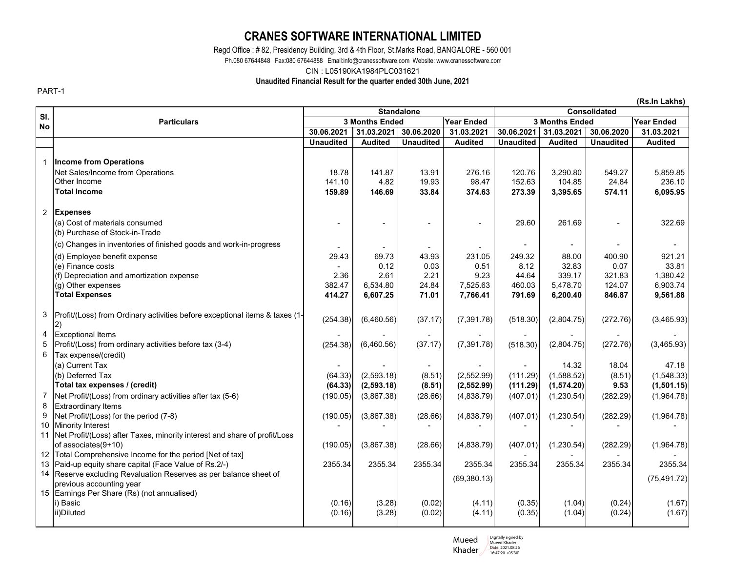# CRANES SOFTWARE INTERNATIONAL LIMITED

Regd Office : # 82, Presidency Building, 3rd & 4th Floor, St.Marks Road, BANGALORE - 560 001

Ph.080 67644848 Fax:080 67644888 Email:info@cranessoftware.com Website: www.cranessoftware.com

CIN : L05190KA1984PLC031621

**Unaudited Financial Result for the quarter ended 30th June, 2021**

PART-1

**(Rs.In Lakhs)**

| Sl. No | Particulars | Standalone | | | | Consolidated | | | |
|---|---|---|---|---|---|---|---|---|---|
| | | 3 Months Ended | | | Year Ended | 3 Months Ended | | | Year Ended |
| | | 30.06.2021 | 31.03.2021 | 30.06.2020 | 31.03.2021 | 30.06.2021 | 31.03.2021 | 30.06.2020 | 31.03.2021 |
| | | Unaudited | Audited | Unaudited | Audited | Unaudited | Audited | Unaudited | Audited |
| 1 | **Income from Operations** | | | | | | | | |
| | Net Sales/Income from Operations | 18.78 | 141.87 | 13.91 | 276.16 | 120.76 | 3,290.80 | 549.27 | 5,859.85 |
| | Other Income | 141.10 | 4.82 | 19.93 | 98.47 | 152.63 | 104.85 | 24.84 | 236.10 |
| | **Total Income** | **159.89** | **146.69** | **33.84** | **374.63** | **273.39** | **3,395.65** | **574.11** | **6,095.95** |
| 2 | **Expenses** | | | | | | | | |
| | (a) Cost of materials consumed | - | - | - | - | 29.60 | 261.69 | - | 322.69 |
| | (b) Purchase of Stock-in-Trade | | | | | | | | |
| | (c) Changes in inventories of finished goods and work-in-progress | - | - | - | - | - | - | - | - |
| | (d) Employee benefit expense | 29.43 | 69.73 | 43.93 | 231.05 | 249.32 | 88.00 | 400.90 | 921.21 |
| | (e) Finance costs | - | 0.12 | 0.03 | 0.51 | 8.12 | 32.83 | 0.07 | 33.81 |
| | (f) Depreciation and amortization expense | 2.36 | 2.61 | 2.21 | 9.23 | 44.64 | 339.17 | 321.83 | 1,380.42 |
| | (g) Other expenses | 382.47 | 6,534.80 | 24.84 | 7,525.63 | 460.03 | 5,478.70 | 124.07 | 6,903.74 |
| | **Total Expenses** | **414.27** | **6,607.25** | **71.01** | **7,766.41** | **791.69** | **6,200.40** | **846.87** | **9,561.88** |
| 3 | Profit/(Loss) from Ordinary activities before exceptional items & taxes (1-2) | (254.38) | (6,460.56) | (37.17) | (7,391.78) | (518.30) | (2,804.75) | (272.76) | (3,465.93) |
| 4 | Exceptional Items | - | - | - | - | - | - | - | - |
| 5 | Profit/(Loss) from ordinary activities before tax (3-4) | (254.38) | (6,460.56) | (37.17) | (7,391.78) | (518.30) | (2,804.75) | (272.76) | (3,465.93) |
| 6 | Tax expense/(credit) | | | | | | | | |
| | (a) Current Tax | - | - | - | - | - | 14.32 | 18.04 | 47.18 |
| | (b) Deferred Tax | (64.33) | (2,593.18) | (8.51) | (2,552.99) | (111.29) | (1,588.52) | (8.51) | (1,548.33) |
| | **Total tax expenses / (credit)** | **(64.33)** | **(2,593.18)** | **(8.51)** | **(2,552.99)** | **(111.29)** | **(1,574.20)** | **9.53** | **(1,501.15)** |
| 7 | Net Profit/(Loss) from ordinary activities after tax (5-6) | (190.05) | (3,867.38) | (28.66) | (4,838.79) | (407.01) | (1,230.54) | (282.29) | (1,964.78) |
| 8 | Extraordinary Items | | | | | | | | |
| 9 | Net Profit/(Loss) for the period (7-8) | (190.05) | (3,867.38) | (28.66) | (4,838.79) | (407.01) | (1,230.54) | (282.29) | (1,964.78) |
| 10 | Minority Interest | - | - | - | - | - | - | - | - |
| 11 | Net Profit/(Loss) after Taxes, minority interest and share of profit/Loss of associates(9+10) | (190.05) | (3,867.38) | (28.66) | (4,838.79) | (407.01) | (1,230.54) | (282.29) | (1,964.78) |
| 12 | Total Comprehensive Income for the period [Net of tax] | | | | | - | - | - | - |
| 13 | Paid-up equity share capital (Face Value of Rs.2/-) | 2355.34 | 2355.34 | 2355.34 | 2355.34 | 2355.34 | 2355.34 | 2355.34 | 2355.34 |
| 14 | Reserve excluding Revaluation Reserves as per balance sheet of previous accounting year | | | | (69,380.13) | | | | (75,491.72) |
| 15 | Earnings Per Share (Rs) (not annualised) | | | | | | | | |
| | i) Basic | (0.16) | (3.28) | (0.02) | (4.11) | (0.35) | (1.04) | (0.24) | (1.67) |
| | ii)Diluted | (0.16) | (3.28) | (0.02) | (4.11) | (0.35) | (1.04) | (0.24) | (1.67) |

Mueed Khader — Digitally signed by Mueed Khader Date: 2021.08.26 16:47:20 +05'30'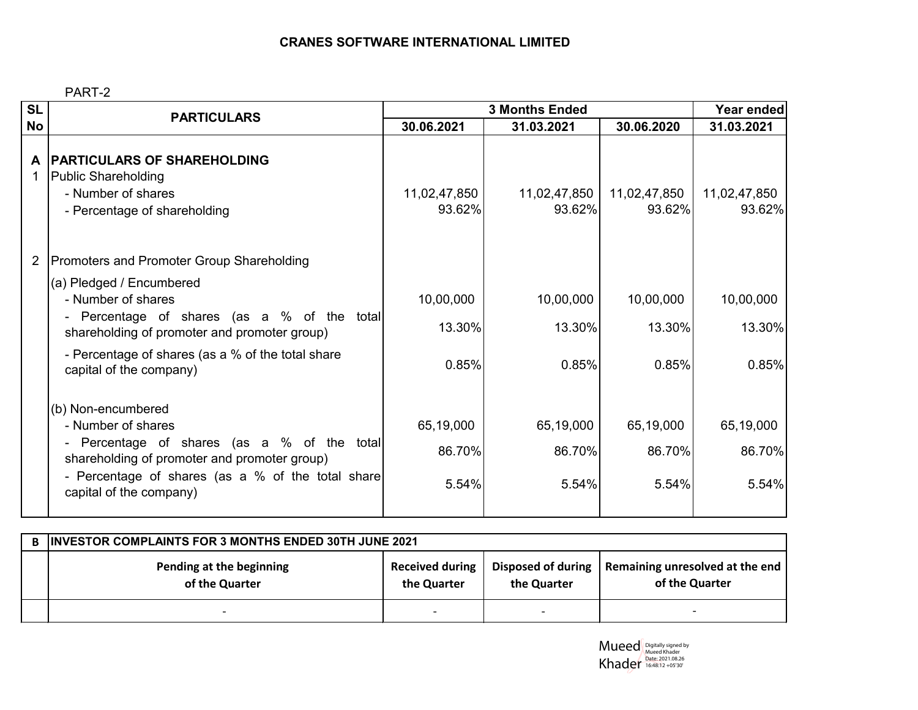# CRANES SOFTWARE INTERNATIONAL LIMITED

PART-2

| SL No | PARTICULARS | 3 Months Ended | | | Year ended |
|---|---|---|---|---|---|
| | | 30.06.2021 | 31.03.2021 | 30.06.2020 | 31.03.2021 |
| **A** | **PARTICULARS OF SHAREHOLDING** | | | | |
| 1 | Public Shareholding | | | | |
| | - Number of shares | 11,02,47,850 | 11,02,47,850 | 11,02,47,850 | 11,02,47,850 |
| | - Percentage of shareholding | 93.62% | 93.62% | 93.62% | 93.62% |
| 2 | Promoters and Promoter Group Shareholding | | | | |
| | (a) Pledged / Encumbered | | | | |
| | - Number of shares | 10,00,000 | 10,00,000 | 10,00,000 | 10,00,000 |
| | - Percentage of shares (as a % of the total shareholding of promoter and promoter group) | 13.30% | 13.30% | 13.30% | 13.30% |
| | - Percentage of shares (as a % of the total share capital of the company) | 0.85% | 0.85% | 0.85% | 0.85% |
| | (b) Non-encumbered | | | | |
| | - Number of shares | 65,19,000 | 65,19,000 | 65,19,000 | 65,19,000 |
| | - Percentage of shares (as a % of the total shareholding of promoter and promoter group) | 86.70% | 86.70% | 86.70% | 86.70% |
| | - Percentage of shares (as a % of the total share capital of the company) | 5.54% | 5.54% | 5.54% | 5.54% |

| B | INVESTOR COMPLAINTS FOR 3 MONTHS ENDED 30TH JUNE 2021 | | | |
|---|---|---|---|---|
| | **Pending at the beginning of the Quarter** | **Received during the Quarter** | **Disposed of during the Quarter** | **Remaining unresolved at the end of the Quarter** |
| | - | - | - | - |

Mueed Khader
Digitally signed by Mueed Khader
Date: 2021.08.26 16:48:12 +05'30'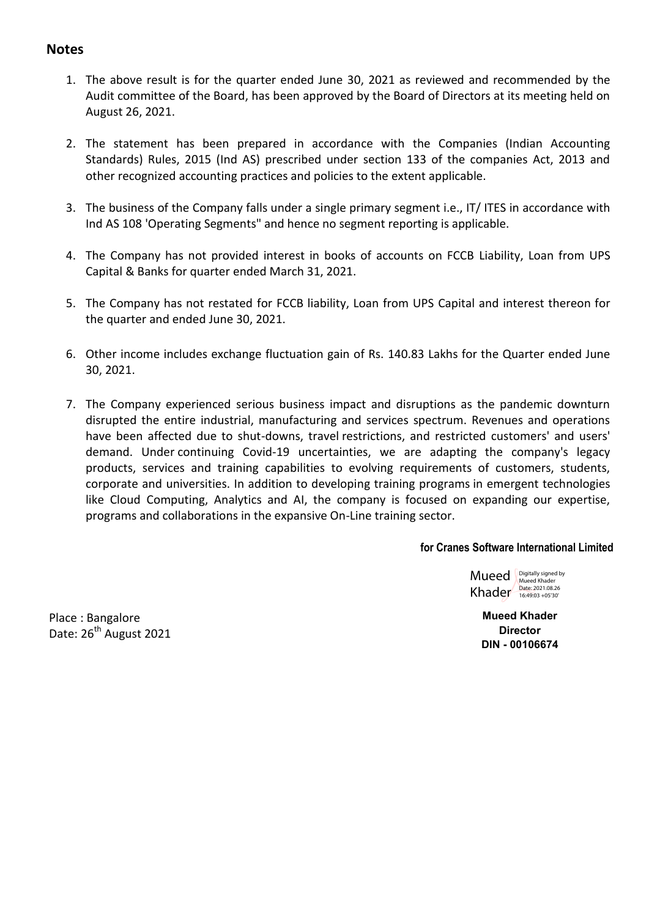## Notes

1. The above result is for the quarter ended June 30, 2021 as reviewed and recommended by the Audit committee of the Board, has been approved by the Board of Directors at its meeting held on August 26, 2021.

2. The statement has been prepared in accordance with the Companies (Indian Accounting Standards) Rules, 2015 (Ind AS) prescribed under section 133 of the companies Act, 2013 and other recognized accounting practices and policies to the extent applicable.

3. The business of the Company falls under a single primary segment i.e., IT/ ITES in accordance with Ind AS 108 'Operating Segments" and hence no segment reporting is applicable.

4. The Company has not provided interest in books of accounts on FCCB Liability, Loan from UPS Capital & Banks for quarter ended March 31, 2021.

5. The Company has not restated for FCCB liability, Loan from UPS Capital and interest thereon for the quarter and ended June 30, 2021.

6. Other income includes exchange fluctuation gain of Rs. 140.83 Lakhs for the Quarter ended June 30, 2021.

7. The Company experienced serious business impact and disruptions as the pandemic downturn disrupted the entire industrial, manufacturing and services spectrum. Revenues and operations have been affected due to shut-downs, travel restrictions, and restricted customers' and users' demand. Under continuing Covid-19 uncertainties, we are adapting the company's legacy products, services and training capabilities to evolving requirements of customers, students, corporate and universities. In addition to developing training programs in emergent technologies like Cloud Computing, Analytics and AI, the company is focused on expanding our expertise, programs and collaborations in the expansive On-Line training sector.

**for Cranes Software International Limited**

Mueed Khader
Digitally signed by Mueed Khader
Date: 2021.08.26 16:49:03 +05'30'

**Mueed Khader**
**Director**
**DIN - 00106674**

Place : Bangalore
Date: 26th August 2021